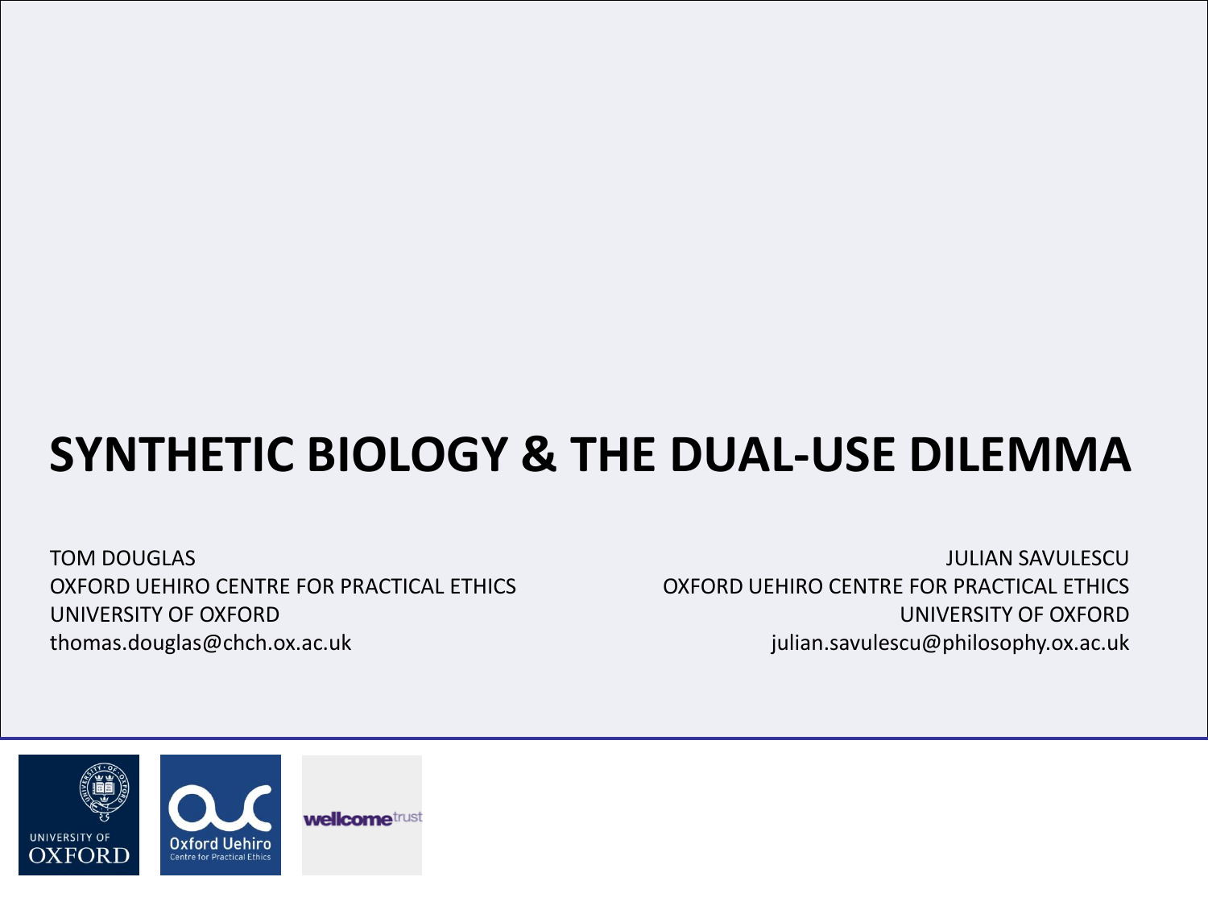# SYNTHETIC BIOLOGY & THE DUAL-USE DILEMMA

TOM DOUGLAS
OXFORD UEHIRO CENTRE FOR PRACTICAL ETHICS
UNIVERSITY OF OXFORD
thomas.douglas@chch.ox.ac.uk

JULIAN SAVULESCU
OXFORD UEHIRO CENTRE FOR PRACTICAL ETHICS
UNIVERSITY OF OXFORD
julian.savulescu@philosophy.ox.ac.uk

UNIVERSITY OF OXFORD

Oxford Uehiro Centre for Practical Ethics

wellcome trust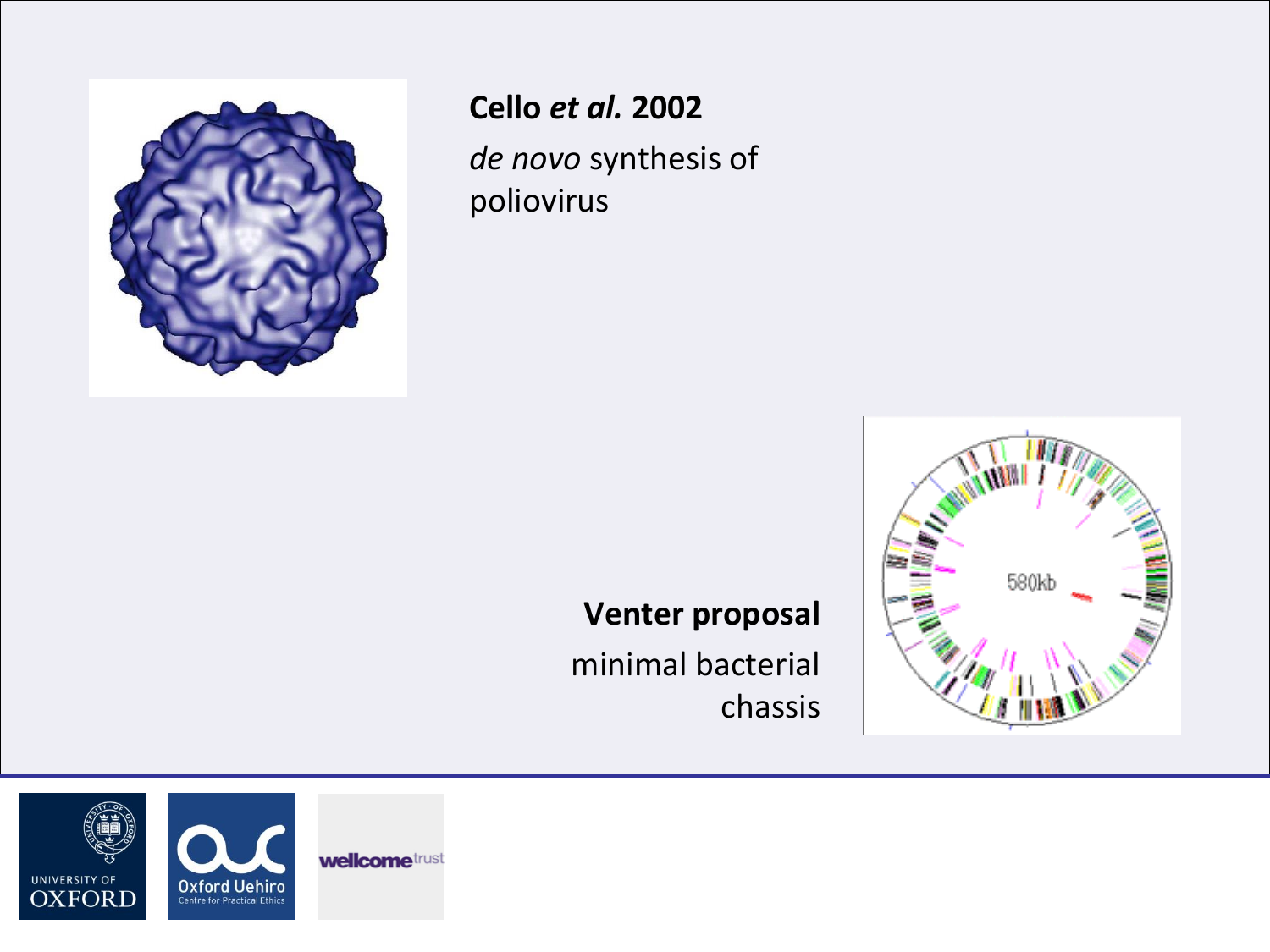**Cello *et al.* 2002**

*de novo* synthesis of poliovirus

**Venter proposal**

minimal bacterial chassis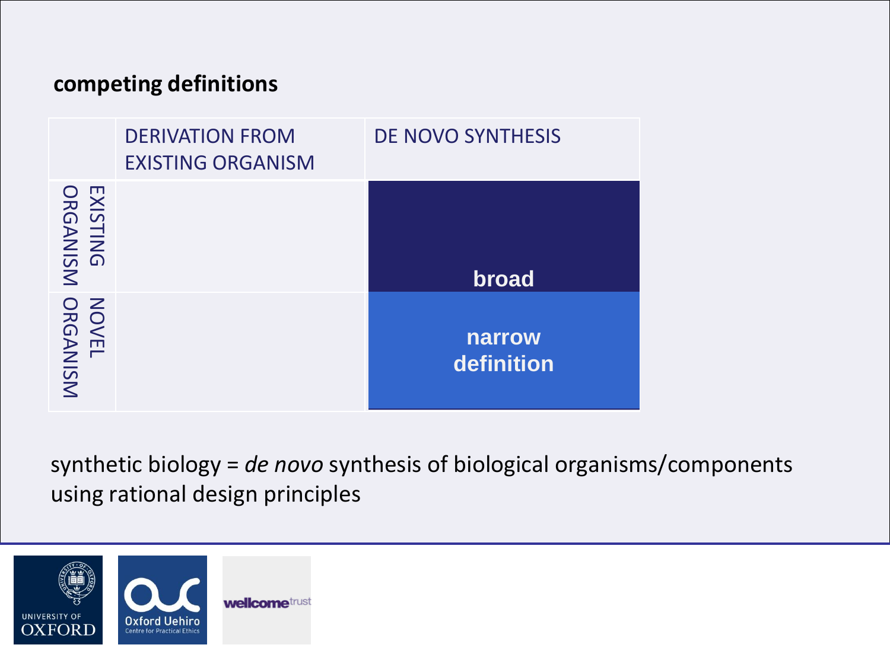**competing definitions**

| | DERIVATION FROM EXISTING ORGANISM | DE NOVO SYNTHESIS |
|---|---|---|
| EXISTING ORGANISM | | **broad** |
| NOVEL ORGANISM | | **narrow definition** |

synthetic biology = *de novo* synthesis of biological organisms/components using rational design principles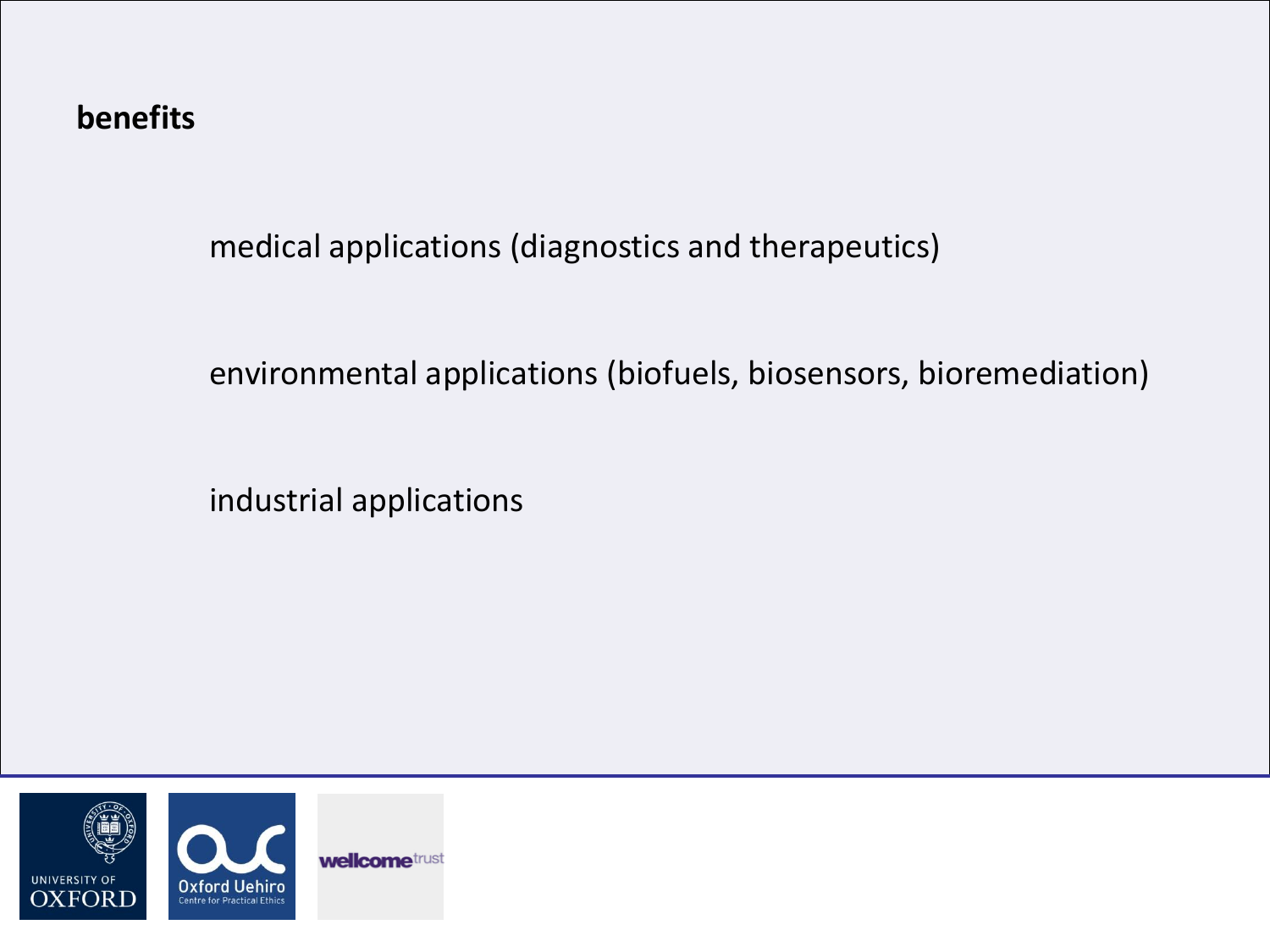**benefits**

medical applications (diagnostics and therapeutics)

environmental applications (biofuels, biosensors, bioremediation)

industrial applications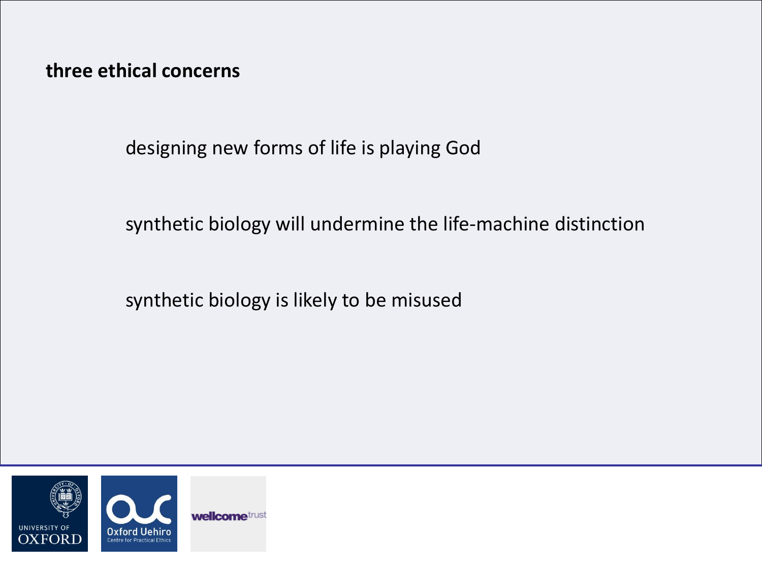**three ethical concerns**

designing new forms of life is playing God

synthetic biology will undermine the life-machine distinction

synthetic biology is likely to be misused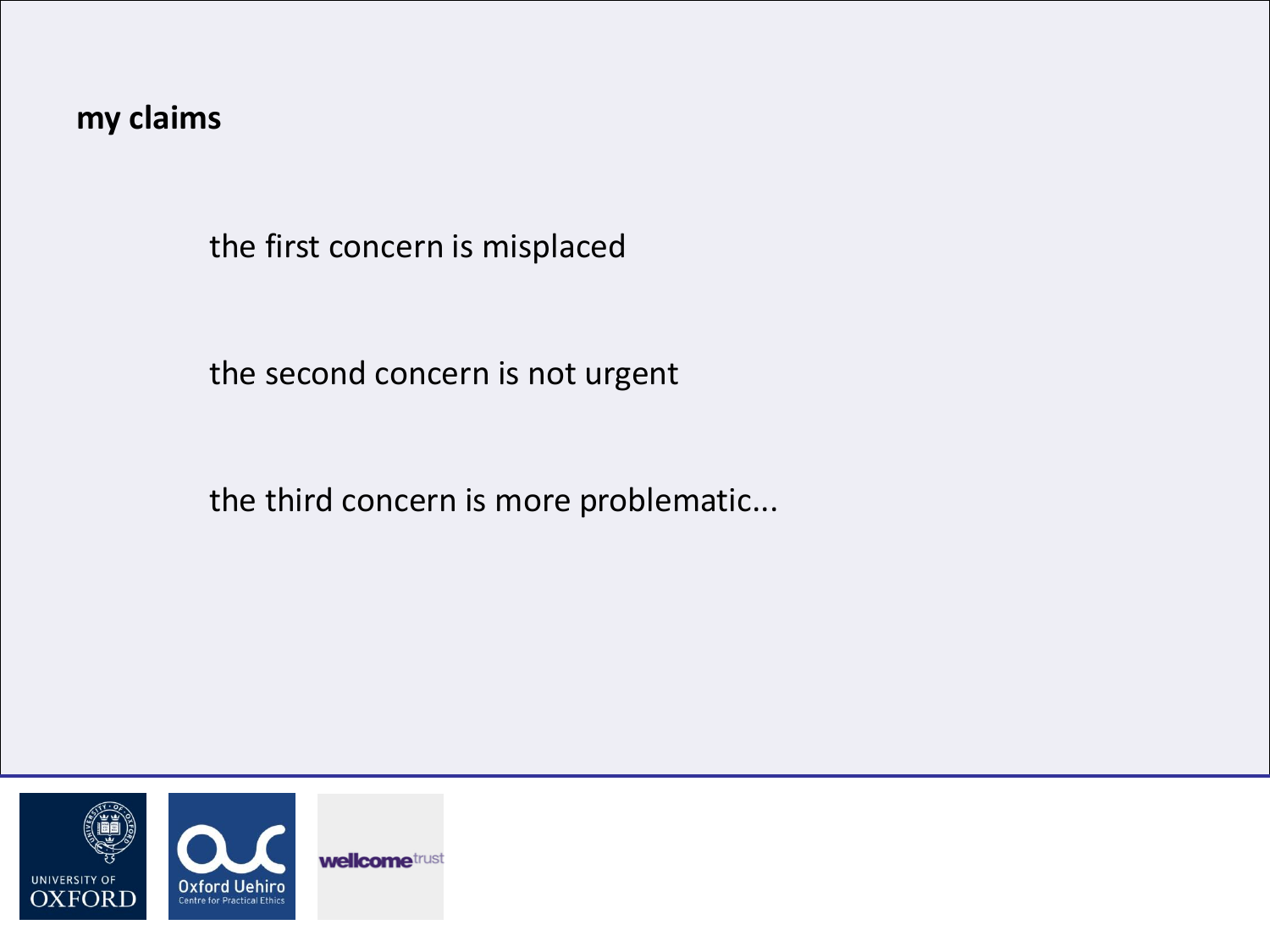**my claims**

the first concern is misplaced

the second concern is not urgent

the third concern is more problematic...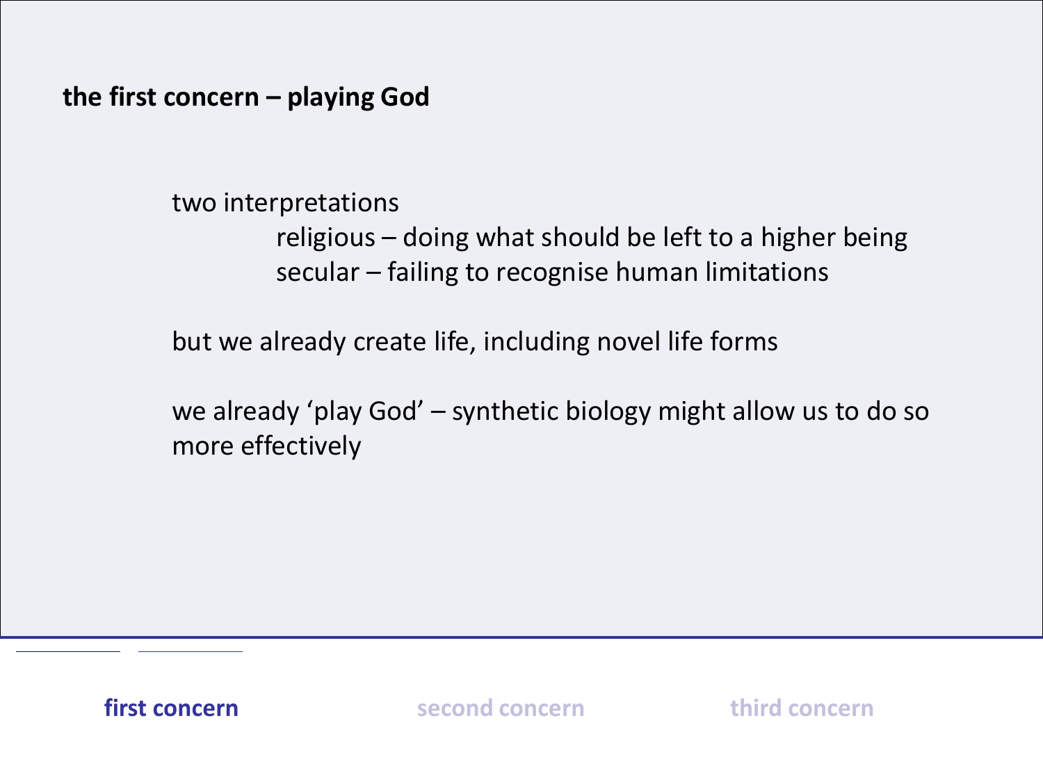**the first concern – playing God**

two interpretations

- religious – doing what should be left to a higher being
- secular – failing to recognise human limitations

but we already create life, including novel life forms

we already ‘play God’ – synthetic biology might allow us to do so more effectively

**first concern** second concern third concern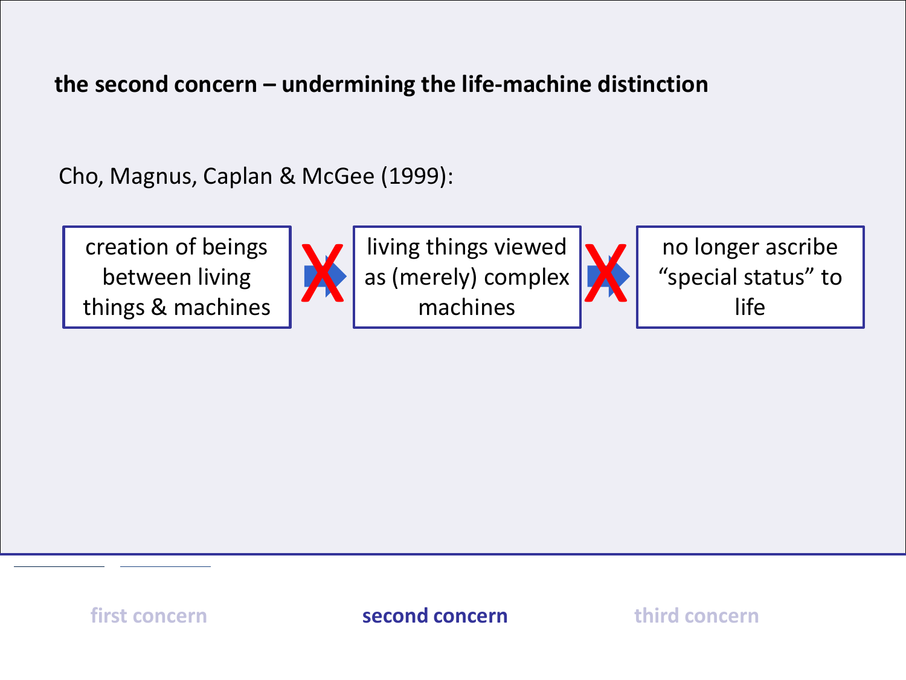**the second concern – undermining the life-machine distinction**

Cho, Magnus, Caplan & McGee (1999):

creation of beings between living things & machines ✗→ living things viewed as (merely) complex machines ✗→ no longer ascribe "special status" to life

first concern | **second concern** | third concern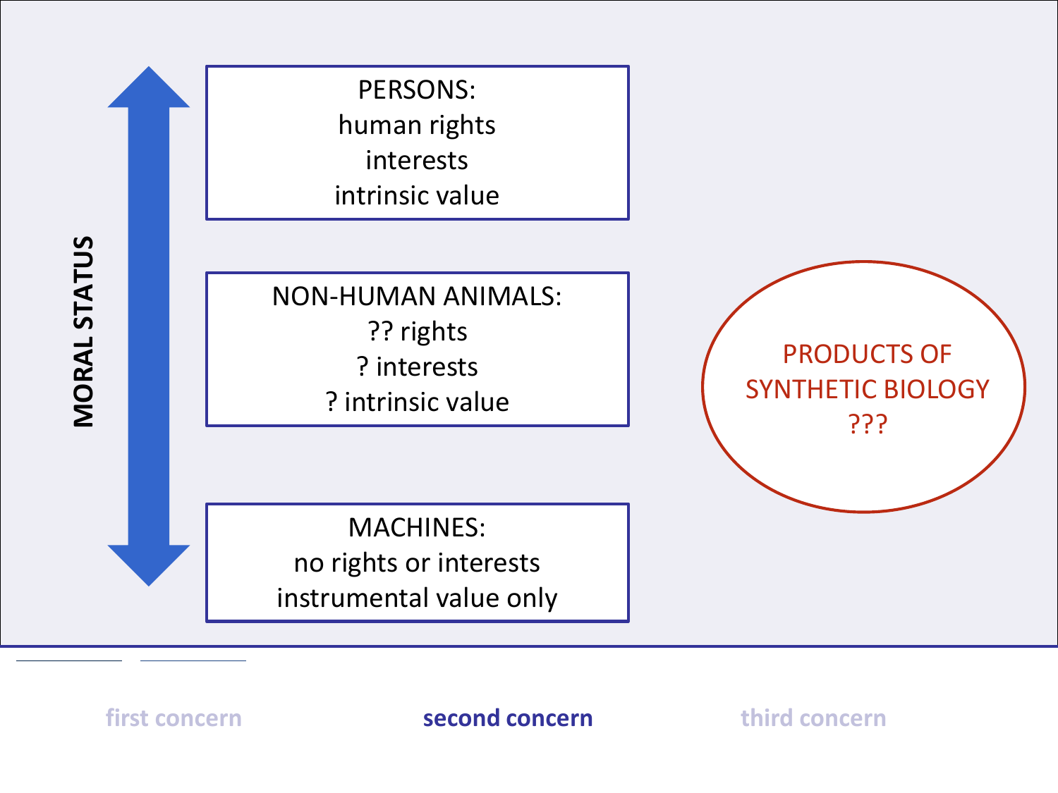**MORAL STATUS**

PERSONS:
human rights
interests
intrinsic value

NON-HUMAN ANIMALS:
?? rights
? interests
? intrinsic value

MACHINES:
no rights or interests
instrumental value only

PRODUCTS OF SYNTHETIC BIOLOGY
???

first concern | **second concern** | third concern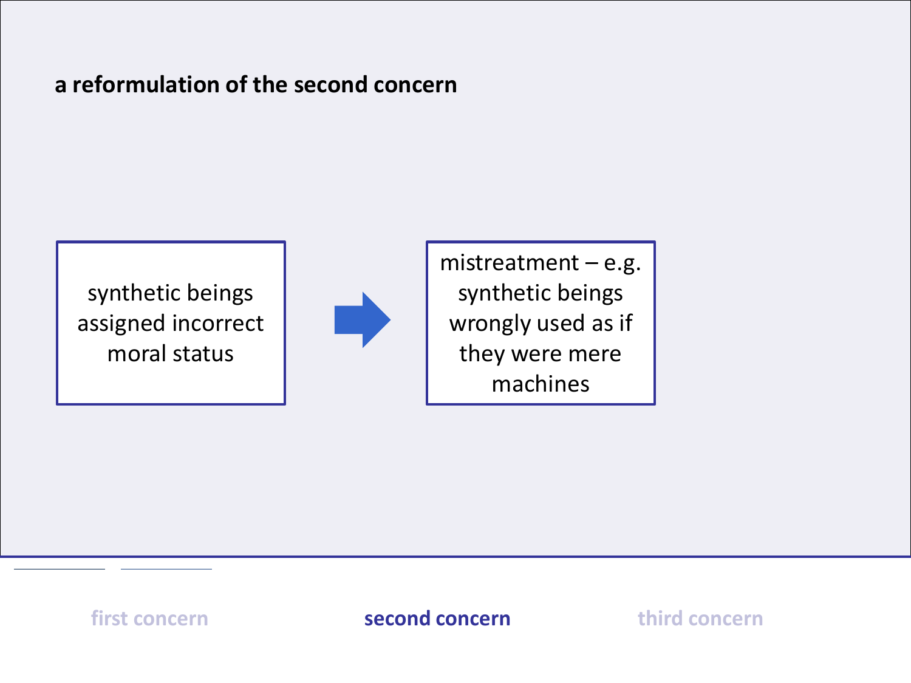**a reformulation of the second concern**

synthetic beings assigned incorrect moral status → mistreatment – e.g. synthetic beings wrongly used as if they were mere machines

first concern | **second concern** | third concern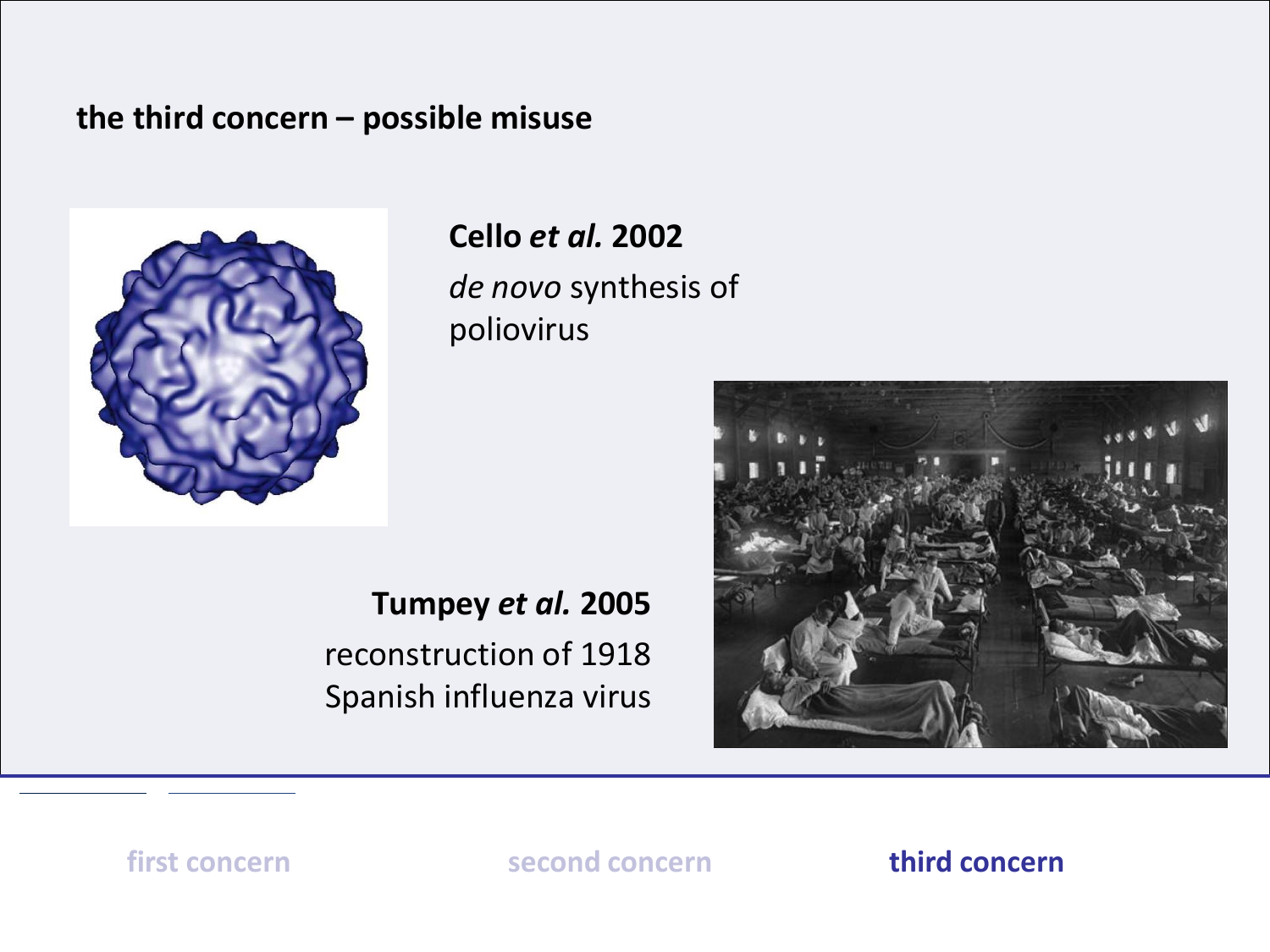## the third concern – possible misuse

**Cello *et al.* 2002**

*de novo* synthesis of poliovirus

**Tumpey *et al.* 2005**

reconstruction of 1918 Spanish influenza virus

first concern | second concern | **third concern**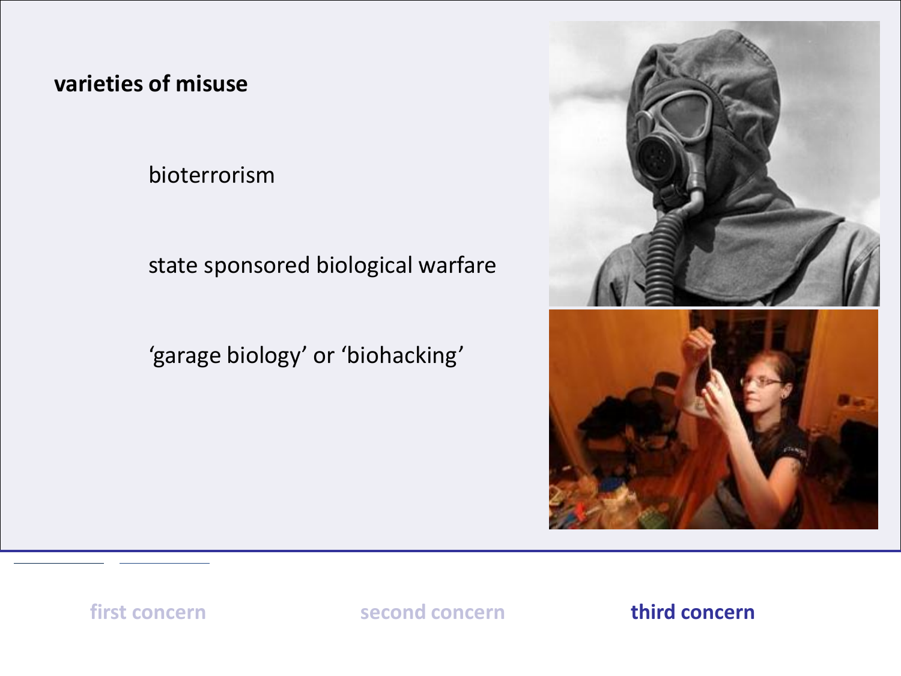**varieties of misuse**

bioterrorism

state sponsored biological warfare

'garage biology' or 'biohacking'

first concern

second concern

**third concern**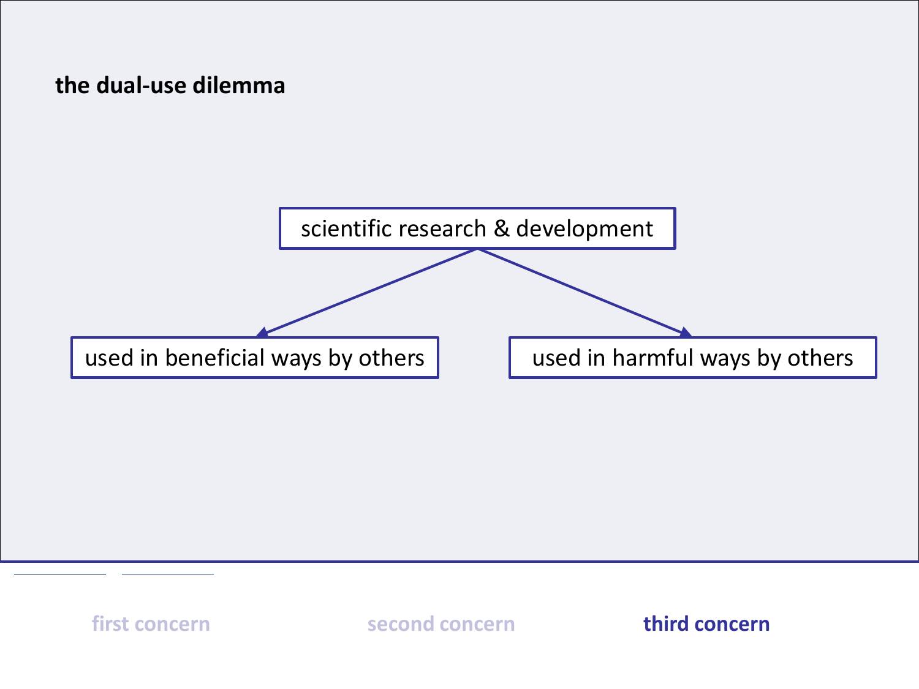**the dual-use dilemma**

scientific research & development

used in beneficial ways by others

used in harmful ways by others

first concern

second concern

**third concern**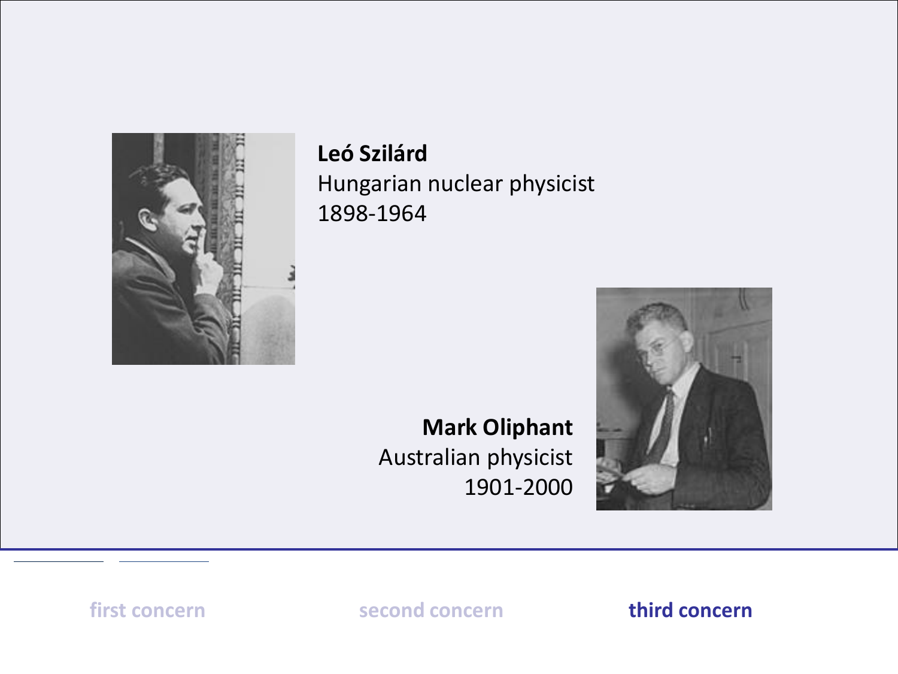**Leó Szilárd**
Hungarian nuclear physicist
1898-1964

**Mark Oliphant**
Australian physicist
1901-2000

first concern second concern **third concern**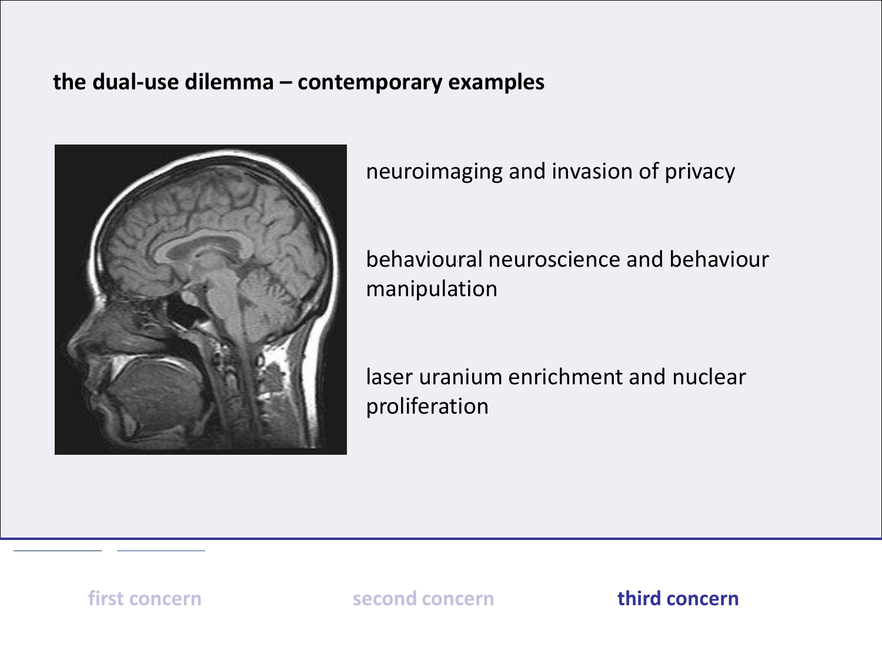**the dual-use dilemma – contemporary examples**

neuroimaging and invasion of privacy

behavioural neuroscience and behaviour manipulation

laser uranium enrichment and nuclear proliferation

first concern second concern **third concern**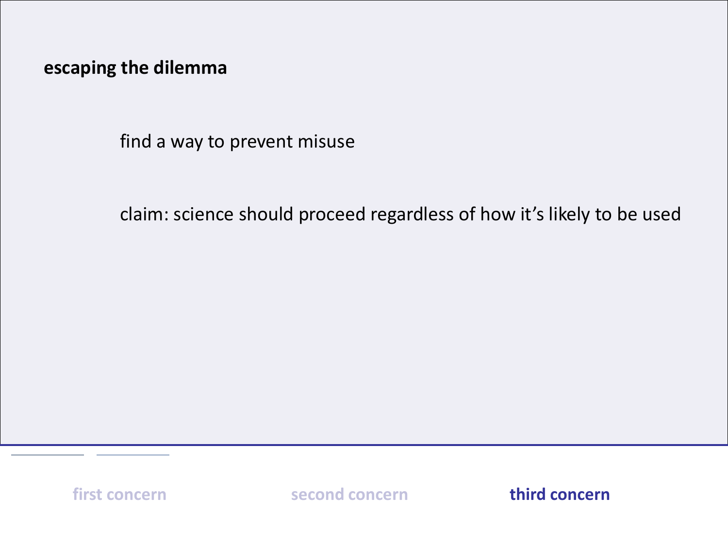**escaping the dilemma**

find a way to prevent misuse

claim: science should proceed regardless of how it's likely to be used

first concern | second concern | **third concern**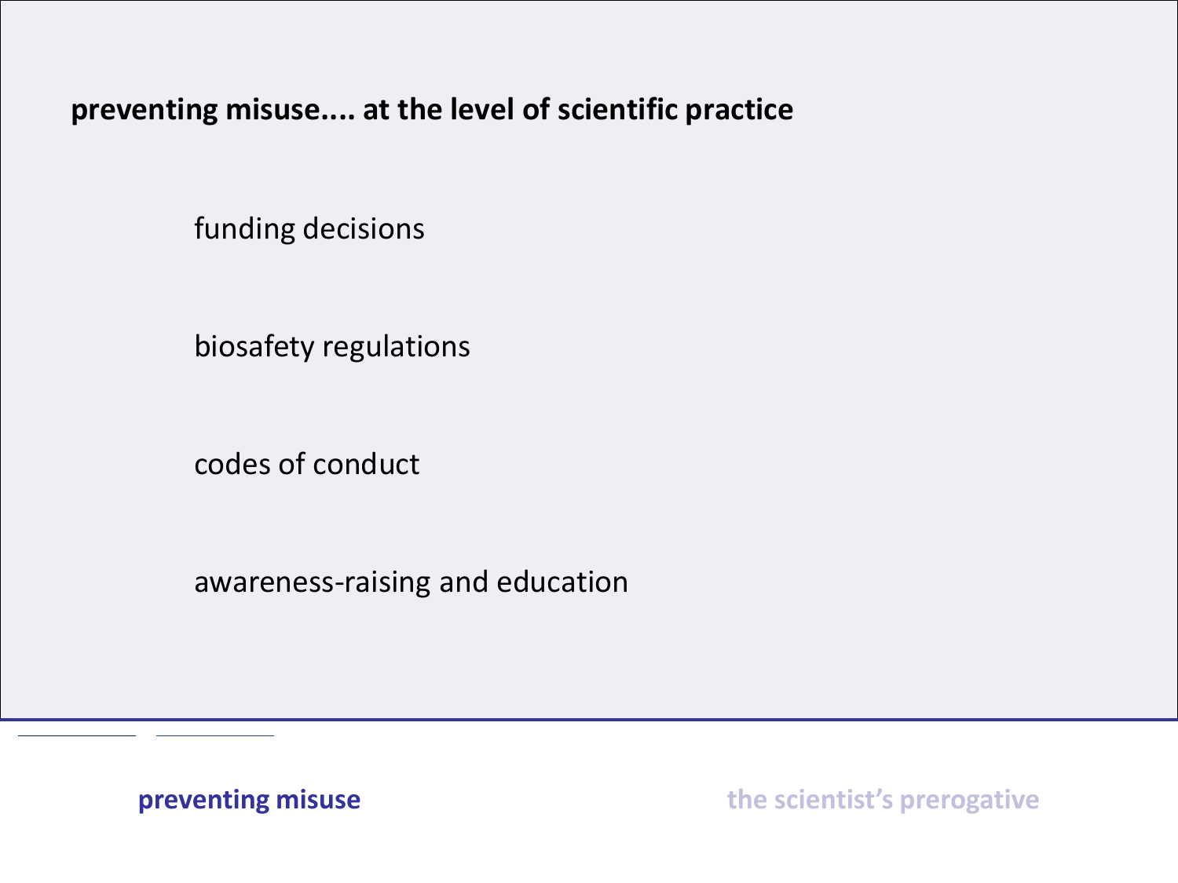**preventing misuse.... at the level of scientific practice**

- funding decisions
- biosafety regulations
- codes of conduct
- awareness-raising and education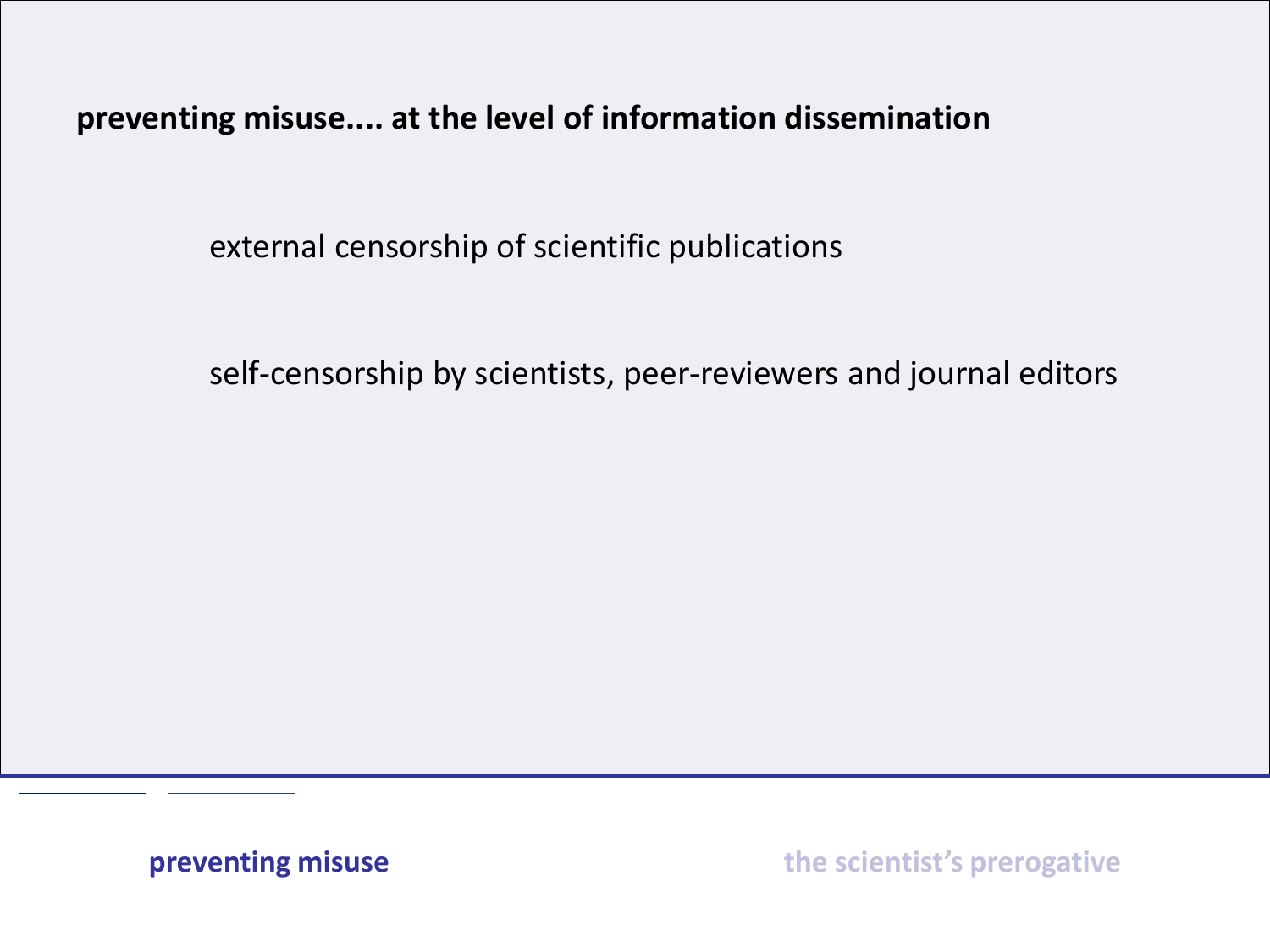**preventing misuse.... at the level of information dissemination**

external censorship of scientific publications

self-censorship by scientists, peer-reviewers and journal editors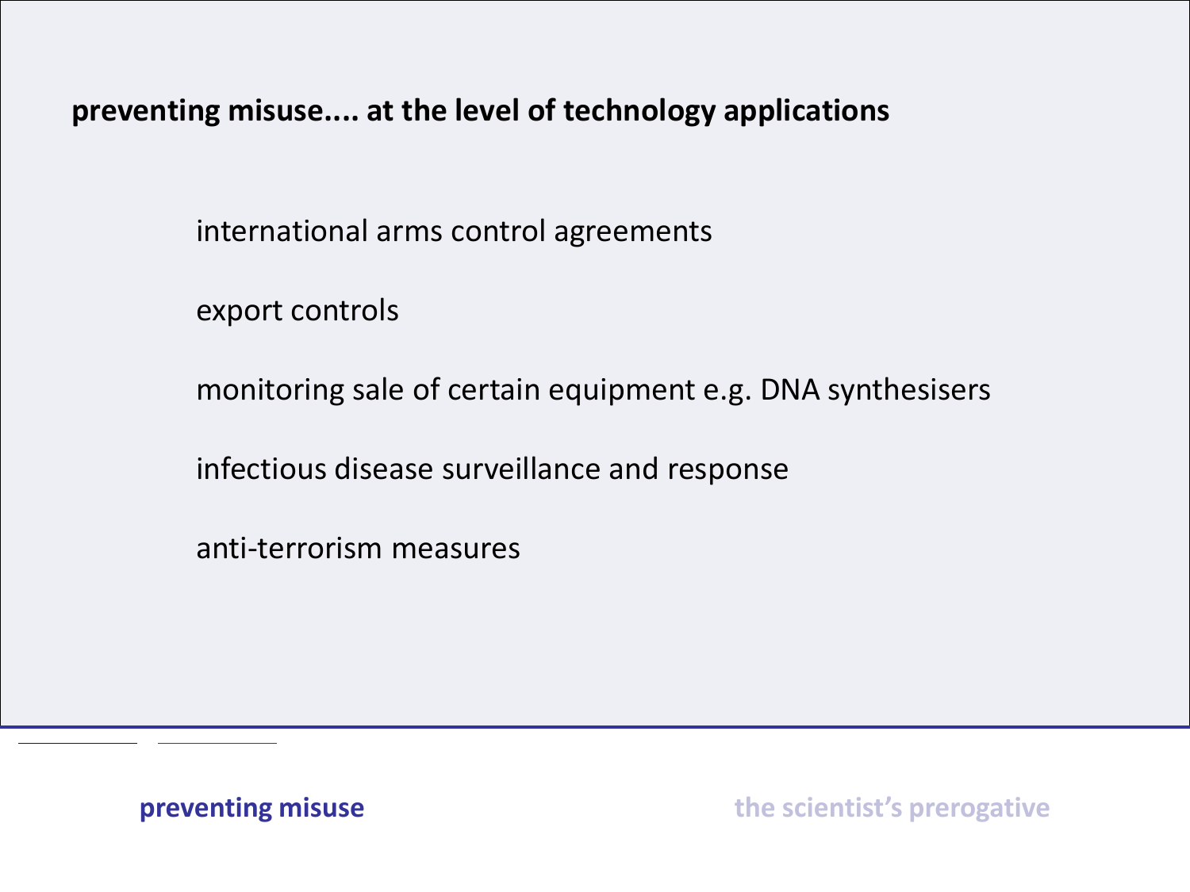**preventing misuse.... at the level of technology applications**

international arms control agreements

export controls

monitoring sale of certain equipment e.g. DNA synthesisers

infectious disease surveillance and response

anti-terrorism measures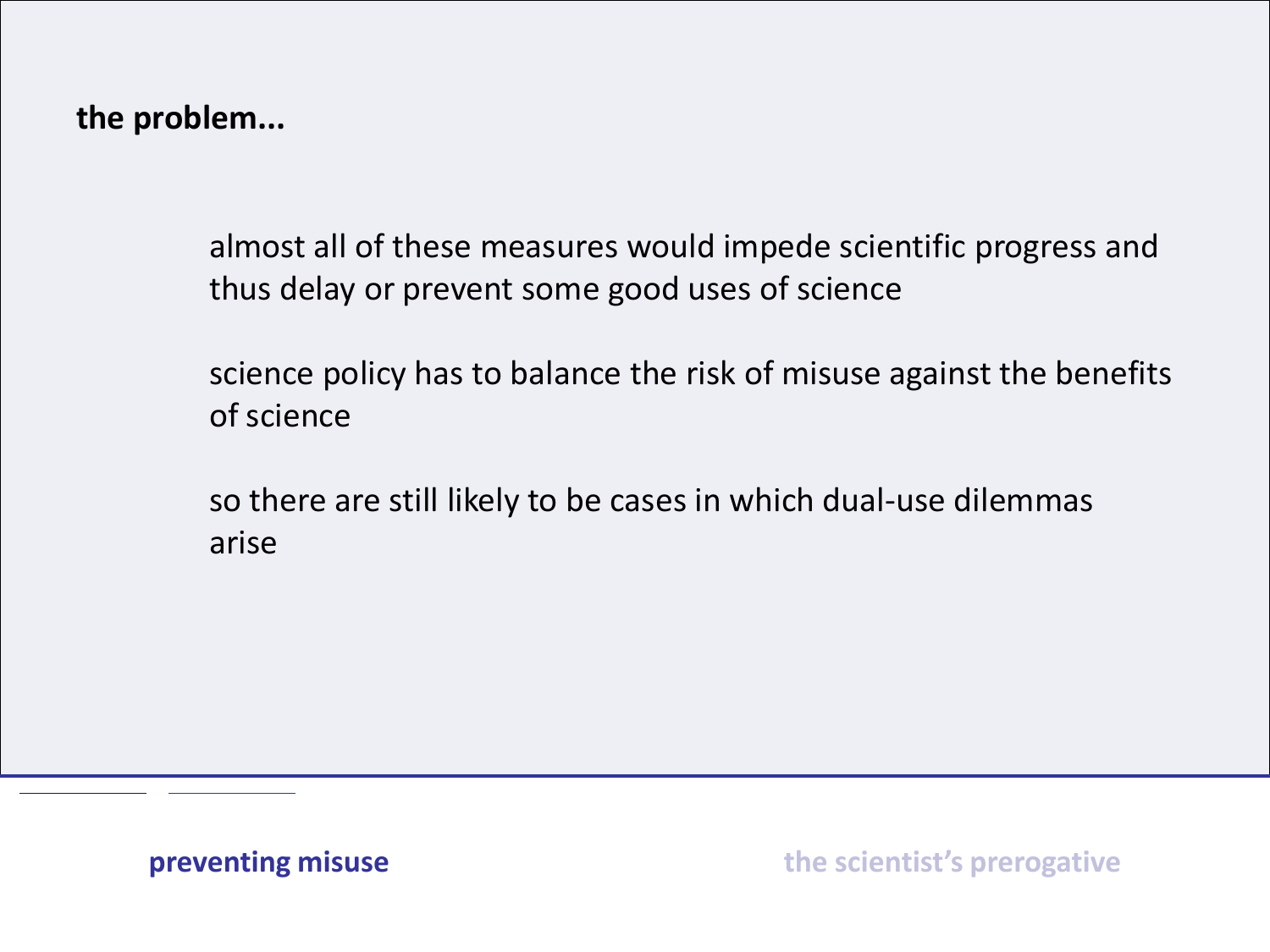**the problem...**

almost all of these measures would impede scientific progress and thus delay or prevent some good uses of science

science policy has to balance the risk of misuse against the benefits of science

so there are still likely to be cases in which dual-use dilemmas arise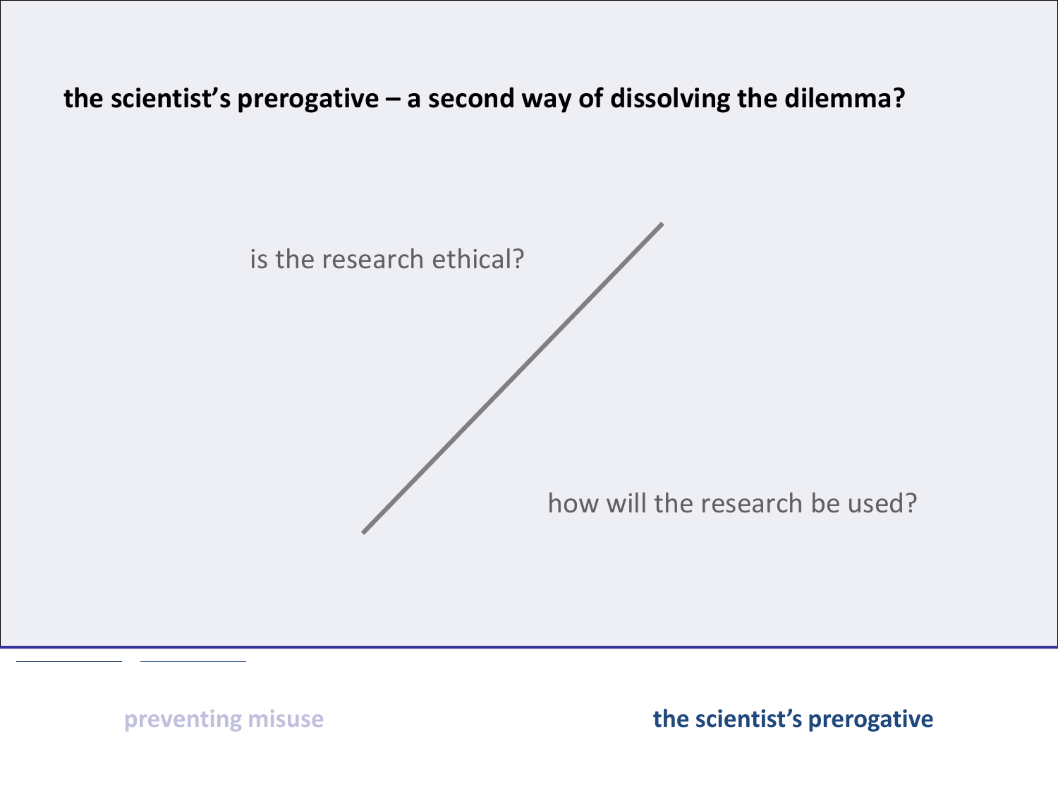**the scientist's prerogative – a second way of dissolving the dilemma?**

is the research ethical?

how will the research be used?

preventing misuse

**the scientist's prerogative**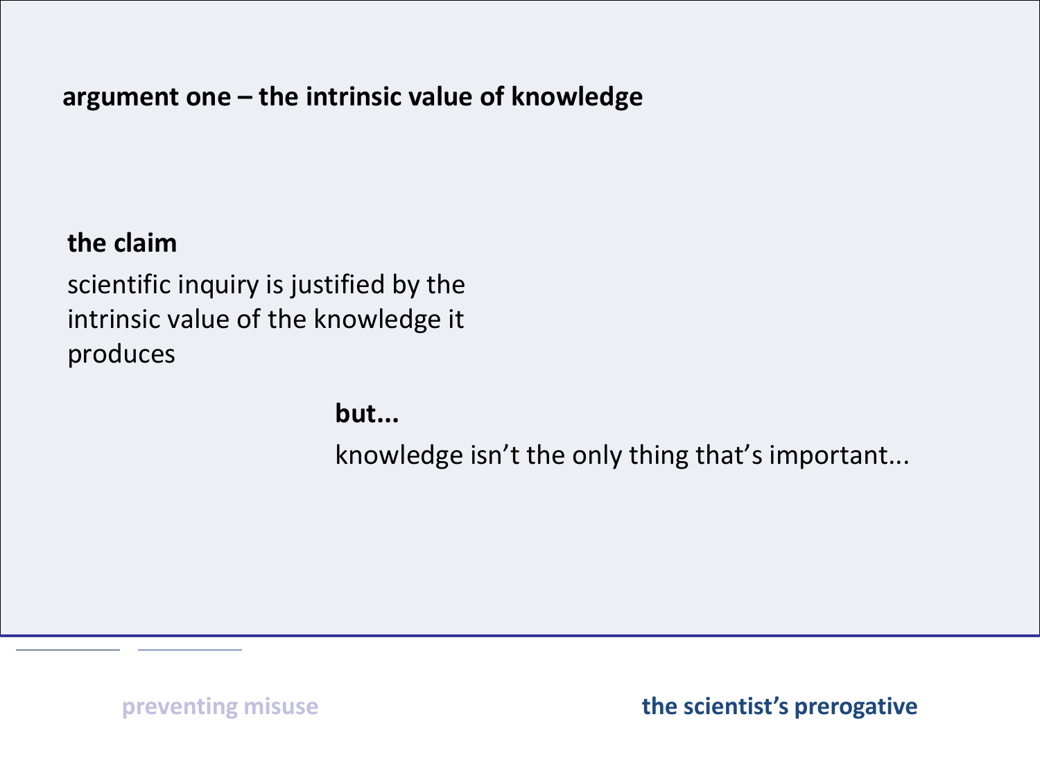## argument one – the intrinsic value of knowledge

**the claim**

scientific inquiry is justified by the intrinsic value of the knowledge it produces

**but...**

knowledge isn't the only thing that's important...

preventing misuse

**the scientist's prerogative**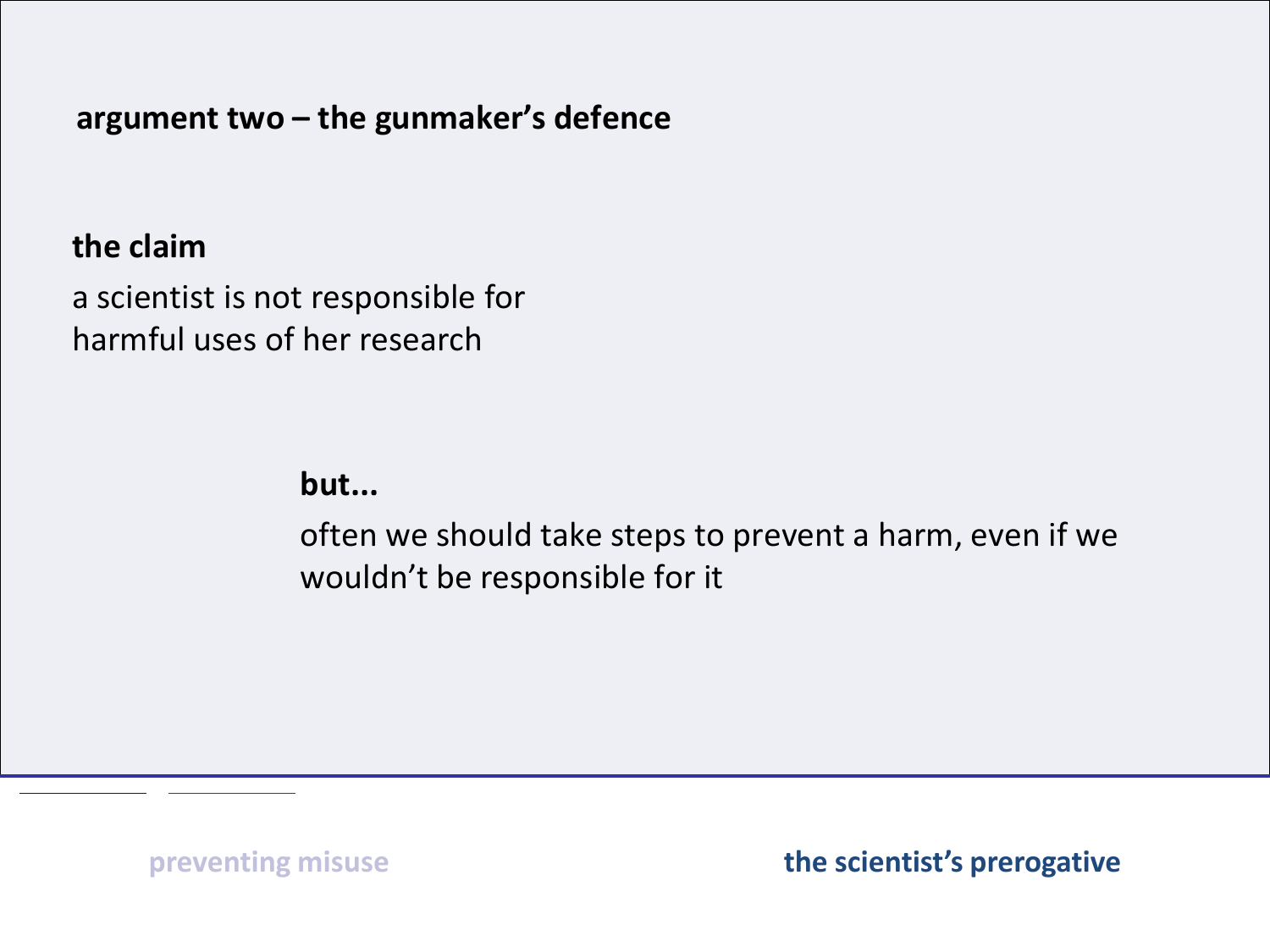## argument two – the gunmaker's defence

**the claim**

a scientist is not responsible for harmful uses of her research

**but...**

often we should take steps to prevent a harm, even if we wouldn't be responsible for it

preventing misuse

**the scientist's prerogative**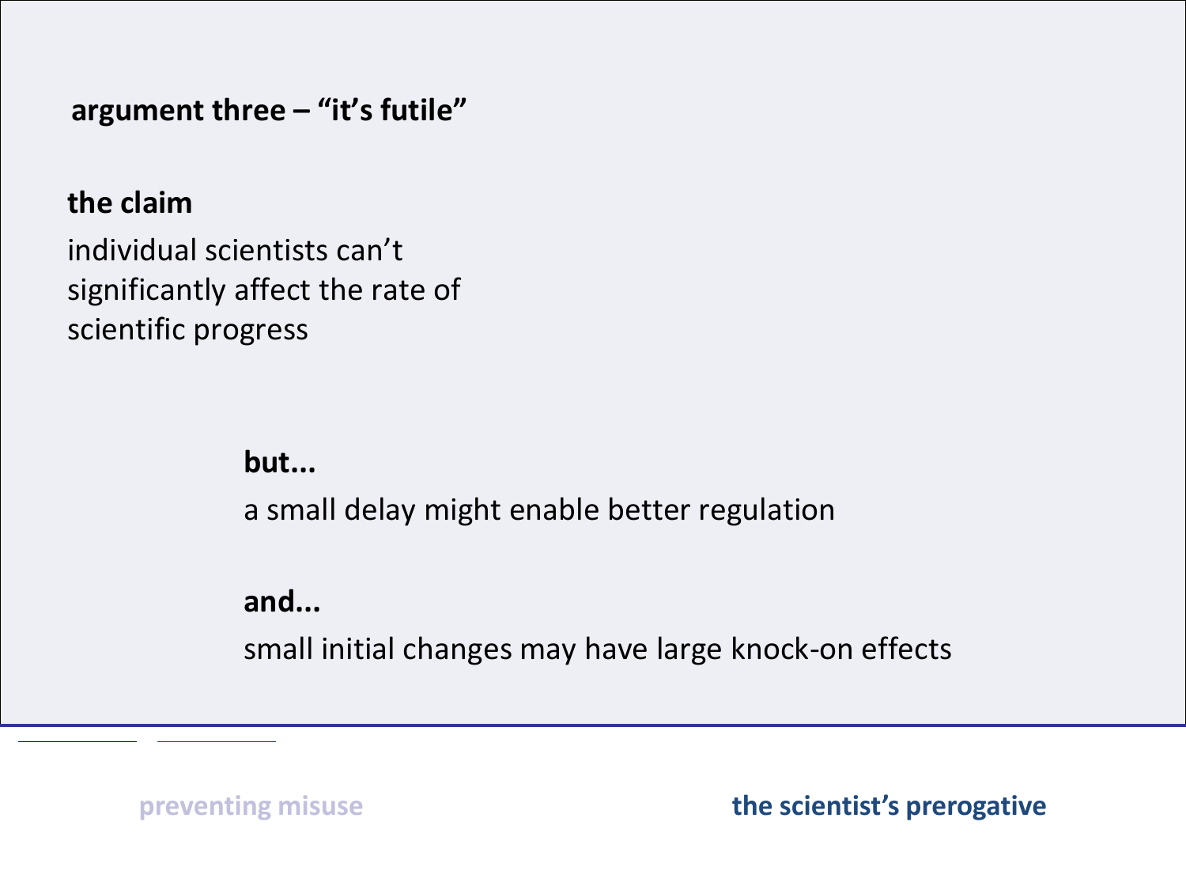## argument three – "it's futile"

**the claim**

individual scientists can't significantly affect the rate of scientific progress

**but...**

a small delay might enable better regulation

**and...**

small initial changes may have large knock-on effects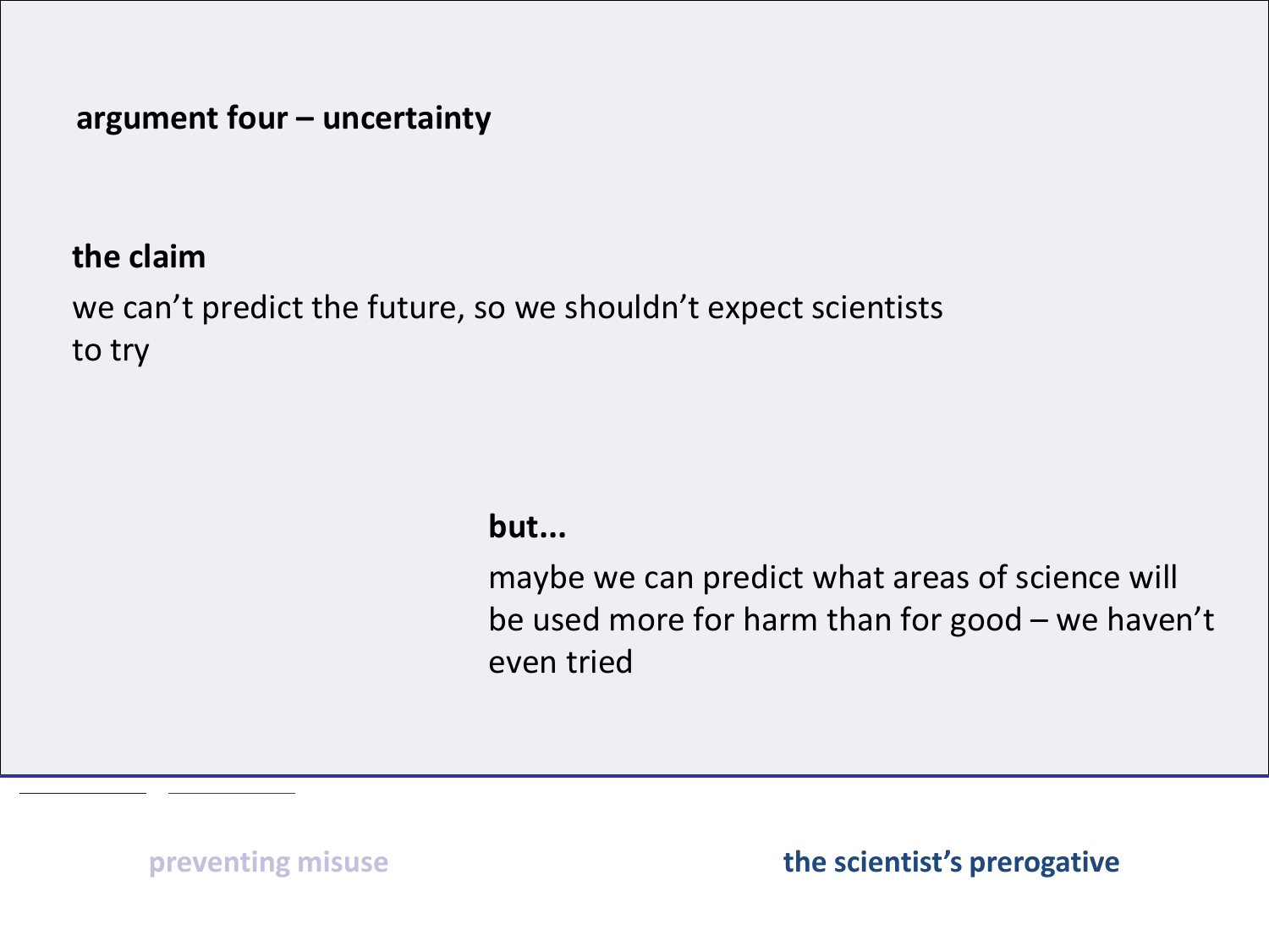**argument four – uncertainty**

**the claim**

we can't predict the future, so we shouldn't expect scientists to try

**but...**

maybe we can predict what areas of science will be used more for harm than for good – we haven't even tried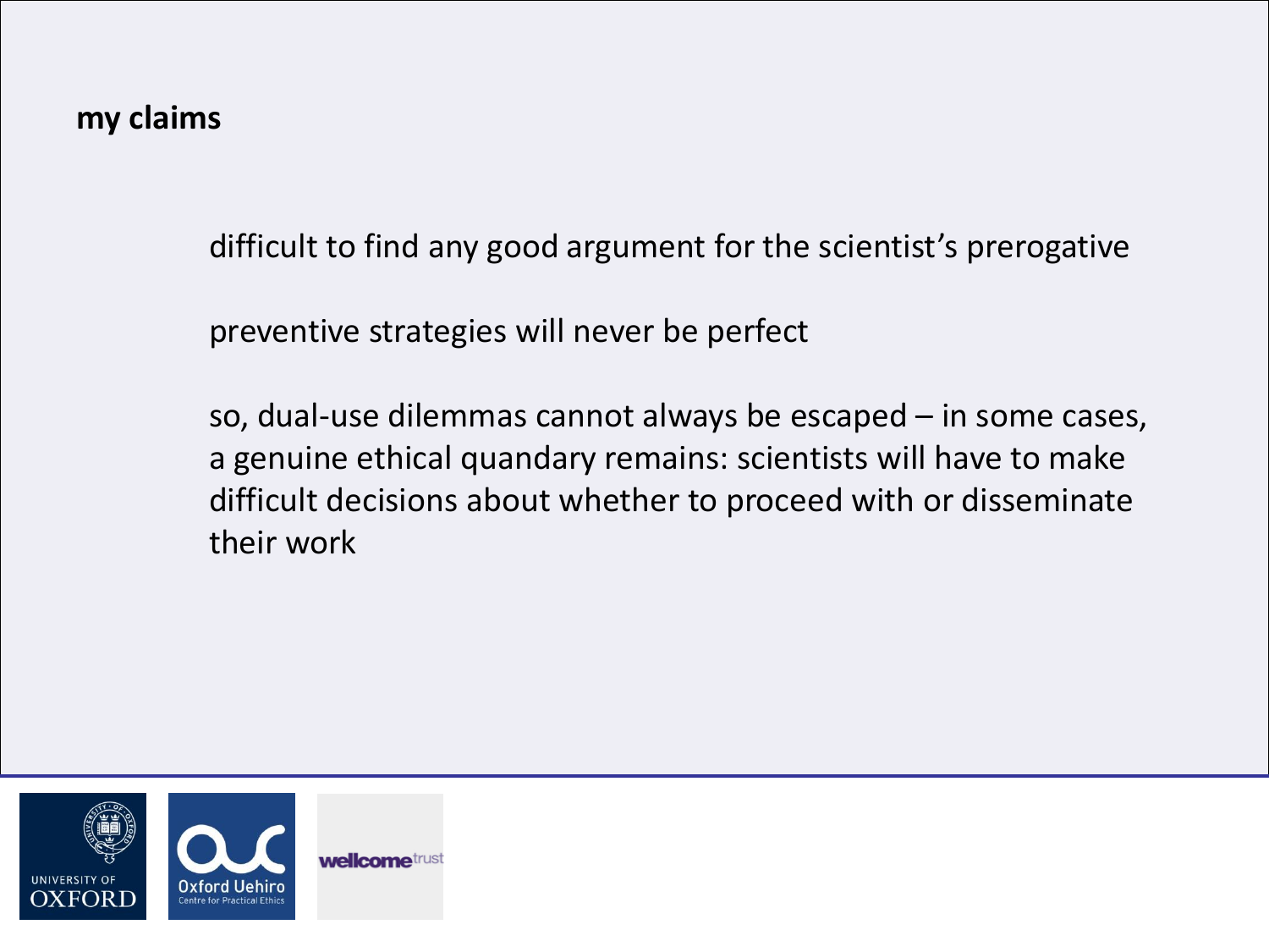**my claims**

difficult to find any good argument for the scientist's prerogative

preventive strategies will never be perfect

so, dual-use dilemmas cannot always be escaped – in some cases, a genuine ethical quandary remains: scientists will have to make difficult decisions about whether to proceed with or disseminate their work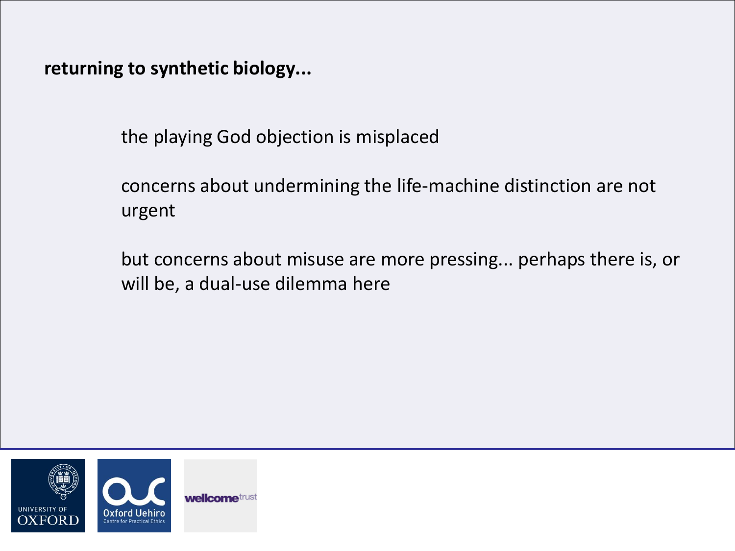**returning to synthetic biology...**

the playing God objection is misplaced

concerns about undermining the life-machine distinction are not urgent

but concerns about misuse are more pressing... perhaps there is, or will be, a dual-use dilemma here